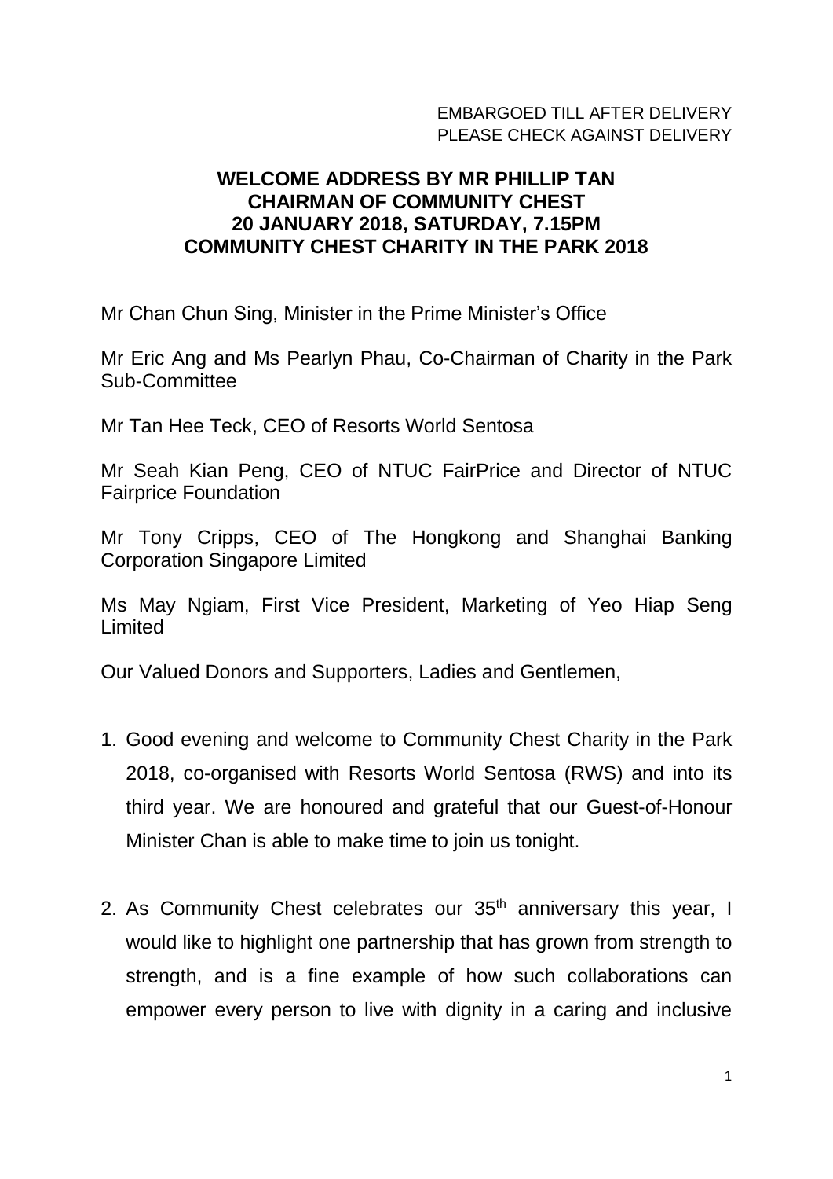EMBARGOED TILL AFTER DELIVERY
PLEASE CHECK AGAINST DELIVERY

**WELCOME ADDRESS BY MR PHILLIP TAN**
**CHAIRMAN OF COMMUNITY CHEST**
**20 JANUARY 2018, SATURDAY, 7.15PM**
**COMMUNITY CHEST CHARITY IN THE PARK 2018**

Mr Chan Chun Sing, Minister in the Prime Minister's Office

Mr Eric Ang and Ms Pearlyn Phau, Co-Chairman of Charity in the Park Sub-Committee

Mr Tan Hee Teck, CEO of Resorts World Sentosa

Mr Seah Kian Peng, CEO of NTUC FairPrice and Director of NTUC Fairprice Foundation

Mr Tony Cripps, CEO of The Hongkong and Shanghai Banking Corporation Singapore Limited

Ms May Ngiam, First Vice President, Marketing of Yeo Hiap Seng Limited

Our Valued Donors and Supporters, Ladies and Gentlemen,

1. Good evening and welcome to Community Chest Charity in the Park 2018, co-organised with Resorts World Sentosa (RWS) and into its third year. We are honoured and grateful that our Guest-of-Honour Minister Chan is able to make time to join us tonight.

2. As Community Chest celebrates our 35th anniversary this year, I would like to highlight one partnership that has grown from strength to strength, and is a fine example of how such collaborations can empower every person to live with dignity in a caring and inclusive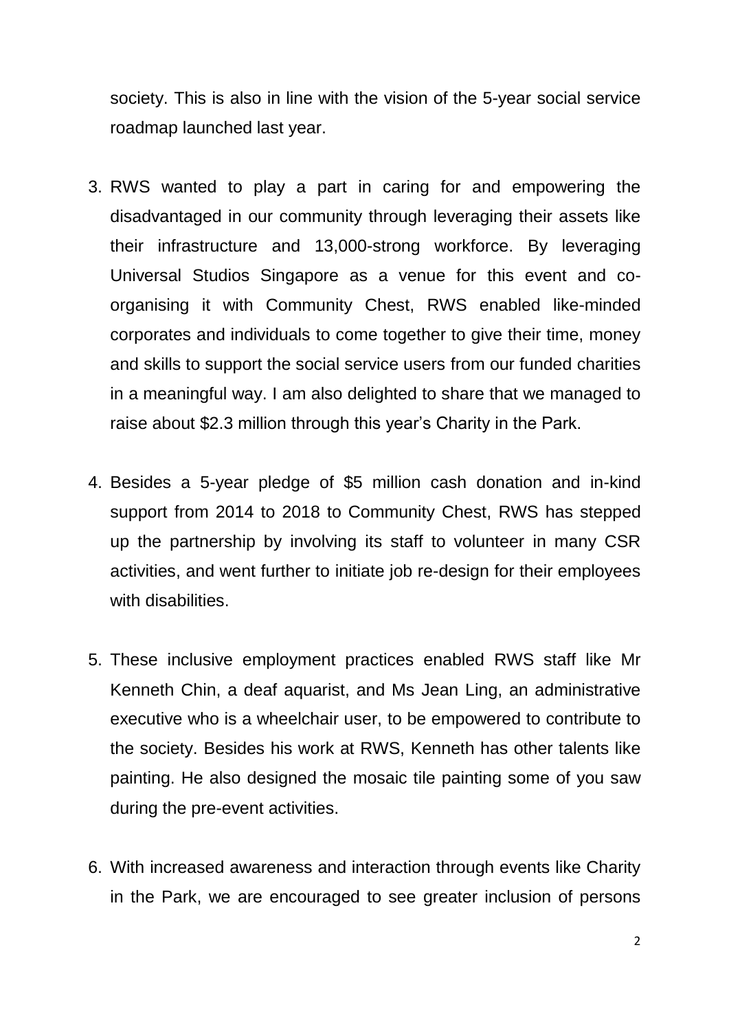society. This is also in line with the vision of the 5-year social service roadmap launched last year.

3. RWS wanted to play a part in caring for and empowering the disadvantaged in our community through leveraging their assets like their infrastructure and 13,000-strong workforce. By leveraging Universal Studios Singapore as a venue for this event and co-organising it with Community Chest, RWS enabled like-minded corporates and individuals to come together to give their time, money and skills to support the social service users from our funded charities in a meaningful way. I am also delighted to share that we managed to raise about $2.3 million through this year's Charity in the Park.

4. Besides a 5-year pledge of $5 million cash donation and in-kind support from 2014 to 2018 to Community Chest, RWS has stepped up the partnership by involving its staff to volunteer in many CSR activities, and went further to initiate job re-design for their employees with disabilities.

5. These inclusive employment practices enabled RWS staff like Mr Kenneth Chin, a deaf aquarist, and Ms Jean Ling, an administrative executive who is a wheelchair user, to be empowered to contribute to the society. Besides his work at RWS, Kenneth has other talents like painting. He also designed the mosaic tile painting some of you saw during the pre-event activities.

6. With increased awareness and interaction through events like Charity in the Park, we are encouraged to see greater inclusion of persons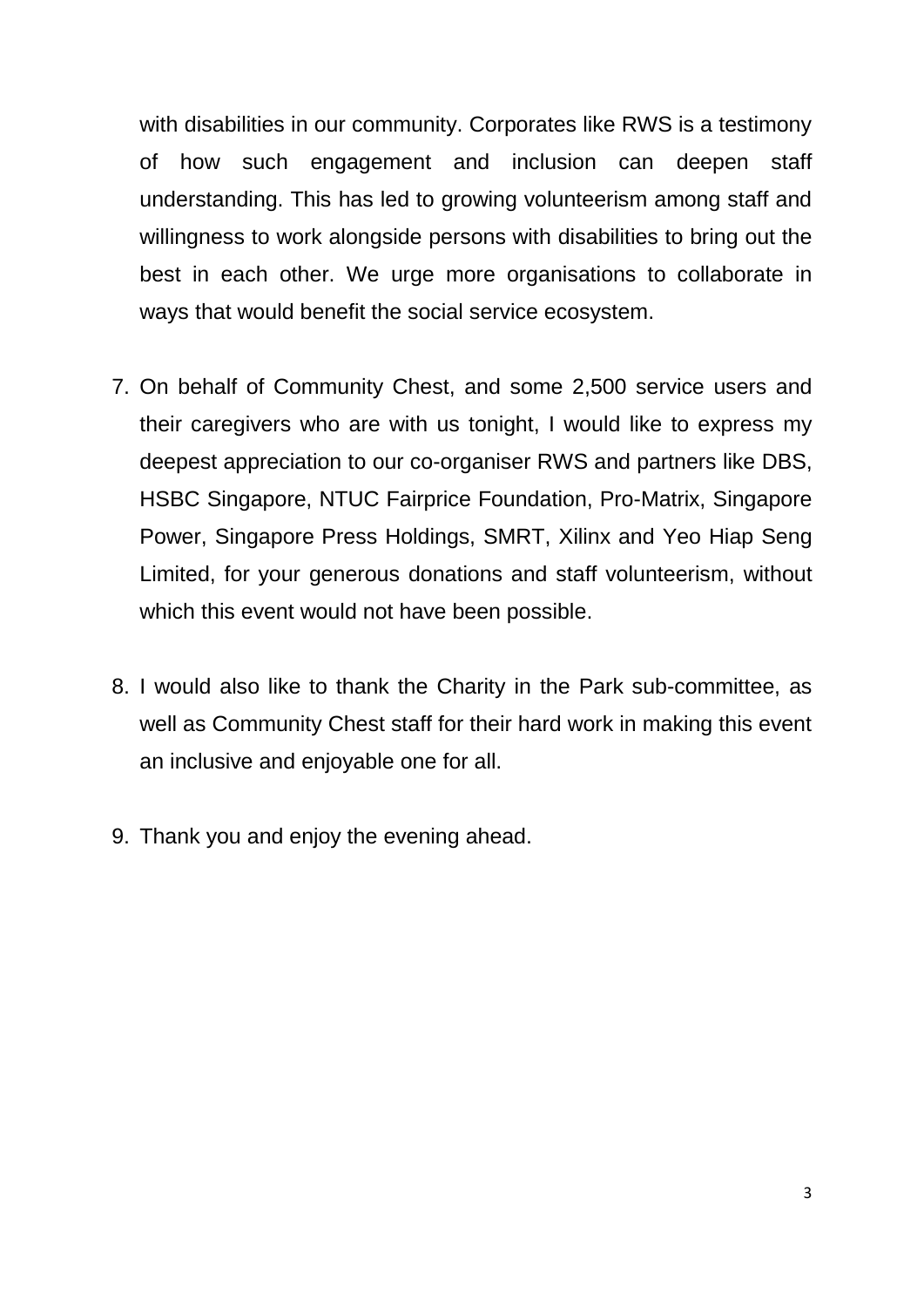with disabilities in our community. Corporates like RWS is a testimony of how such engagement and inclusion can deepen staff understanding. This has led to growing volunteerism among staff and willingness to work alongside persons with disabilities to bring out the best in each other. We urge more organisations to collaborate in ways that would benefit the social service ecosystem.

7. On behalf of Community Chest, and some 2,500 service users and their caregivers who are with us tonight, I would like to express my deepest appreciation to our co-organiser RWS and partners like DBS, HSBC Singapore, NTUC Fairprice Foundation, Pro-Matrix, Singapore Power, Singapore Press Holdings, SMRT, Xilinx and Yeo Hiap Seng Limited, for your generous donations and staff volunteerism, without which this event would not have been possible.

8. I would also like to thank the Charity in the Park sub-committee, as well as Community Chest staff for their hard work in making this event an inclusive and enjoyable one for all.

9. Thank you and enjoy the evening ahead.